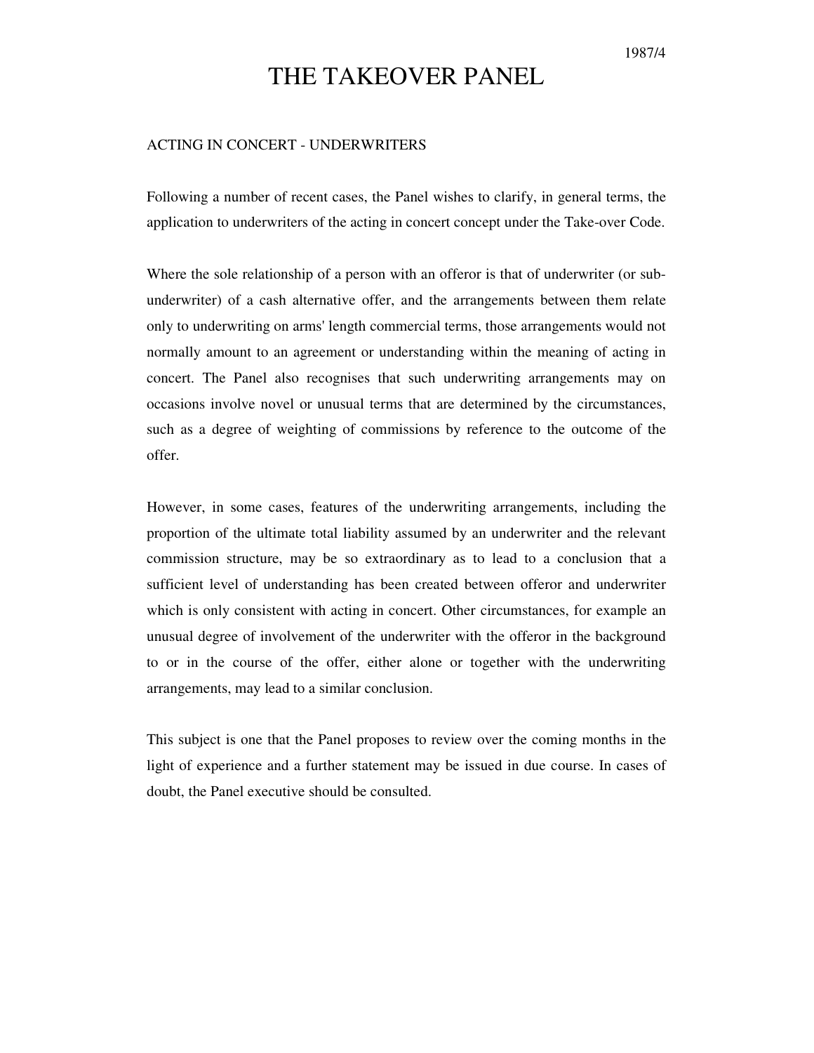1987/4

# THE TAKEOVER PANEL

## ACTING IN CONCERT - UNDERWRITERS

Following a number of recent cases, the Panel wishes to clarify, in general terms, the application to underwriters of the acting in concert concept under the Take-over Code.

Where the sole relationship of a person with an offeror is that of underwriter (or sub-underwriter) of a cash alternative offer, and the arrangements between them relate only to underwriting on arms' length commercial terms, those arrangements would not normally amount to an agreement or understanding within the meaning of acting in concert. The Panel also recognises that such underwriting arrangements may on occasions involve novel or unusual terms that are determined by the circumstances, such as a degree of weighting of commissions by reference to the outcome of the offer.

However, in some cases, features of the underwriting arrangements, including the proportion of the ultimate total liability assumed by an underwriter and the relevant commission structure, may be so extraordinary as to lead to a conclusion that a sufficient level of understanding has been created between offeror and underwriter which is only consistent with acting in concert. Other circumstances, for example an unusual degree of involvement of the underwriter with the offeror in the background to or in the course of the offer, either alone or together with the underwriting arrangements, may lead to a similar conclusion.

This subject is one that the Panel proposes to review over the coming months in the light of experience and a further statement may be issued in due course. In cases of doubt, the Panel executive should be consulted.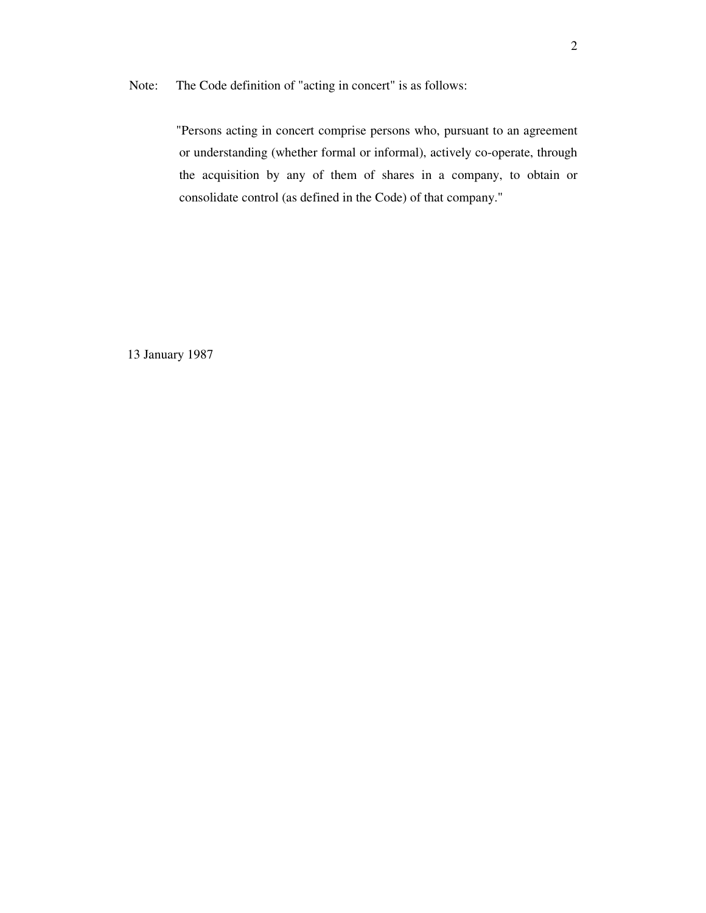Note: The Code definition of "acting in concert" is as follows:

> "Persons acting in concert comprise persons who, pursuant to an agreement or understanding (whether formal or informal), actively co-operate, through the acquisition by any of them of shares in a company, to obtain or consolidate control (as defined in the Code) of that company."

13 January 1987